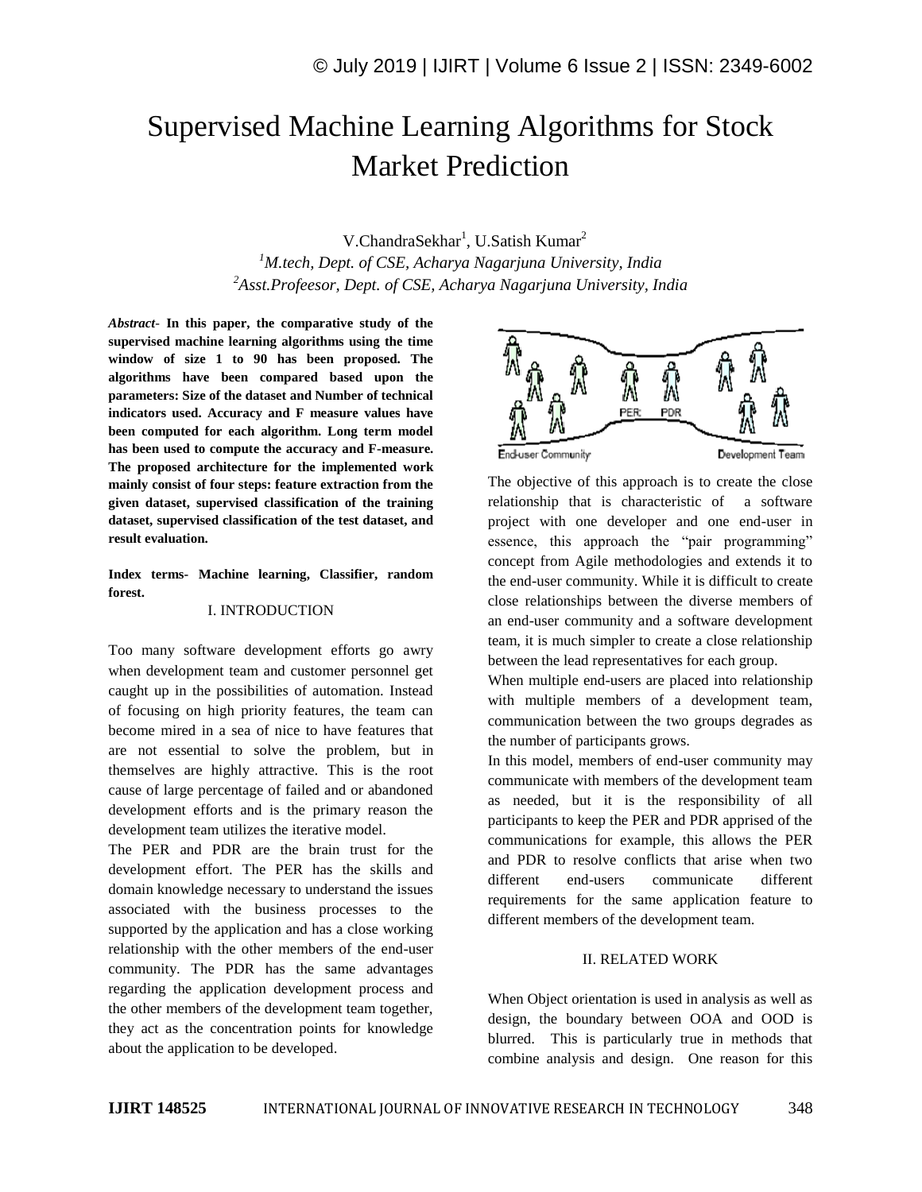# Supervised Machine Learning Algorithms for Stock Market Prediction

V.ChandraSekhar[1], U.Satish Kumar[2]

[1]*M.tech, Dept. of CSE, Acharya Nagarjuna University, India*

[2]*Asst.Profeesor, Dept. of CSE, Acharya Nagarjuna University, India*

***Abstract*- In this paper, the comparative study of the supervised machine learning algorithms using the time window of size 1 to 90 has been proposed. The algorithms have been compared based upon the parameters: Size of the dataset and Number of technical indicators used. Accuracy and F measure values have been computed for each algorithm. Long term model has been used to compute the accuracy and F-measure. The proposed architecture for the implemented work mainly consist of four steps: feature extraction from the given dataset, supervised classification of the training dataset, supervised classification of the test dataset, and result evaluation.**

**Index terms- Machine learning, Classifier, random forest.**

## I. INTRODUCTION

Too many software development efforts go awry when development team and customer personnel get caught up in the possibilities of automation. Instead of focusing on high priority features, the team can become mired in a sea of nice to have features that are not essential to solve the problem, but in themselves are highly attractive. This is the root cause of large percentage of failed and or abandoned development efforts and is the primary reason the development team utilizes the iterative model.

The PER and PDR are the brain trust for the development effort. The PER has the skills and domain knowledge necessary to understand the issues associated with the business processes to the supported by the application and has a close working relationship with the other members of the end-user community. The PDR has the same advantages regarding the application development process and the other members of the development team together, they act as the concentration points for knowledge about the application to be developed.

PER PDR

End-user Community Development Team

The objective of this approach is to create the close relationship that is characteristic of a software project with one developer and one end-user in essence, this approach the "pair programming" concept from Agile methodologies and extends it to the end-user community. While it is difficult to create close relationships between the diverse members of an end-user community and a software development team, it is much simpler to create a close relationship between the lead representatives for each group.

When multiple end-users are placed into relationship with multiple members of a development team, communication between the two groups degrades as the number of participants grows.

In this model, members of end-user community may communicate with members of the development team as needed, but it is the responsibility of all participants to keep the PER and PDR apprised of the communications for example, this allows the PER and PDR to resolve conflicts that arise when two different end-users communicate different requirements for the same application feature to different members of the development team.

## II. RELATED WORK

When Object orientation is used in analysis as well as design, the boundary between OOA and OOD is blurred. This is particularly true in methods that combine analysis and design. One reason for this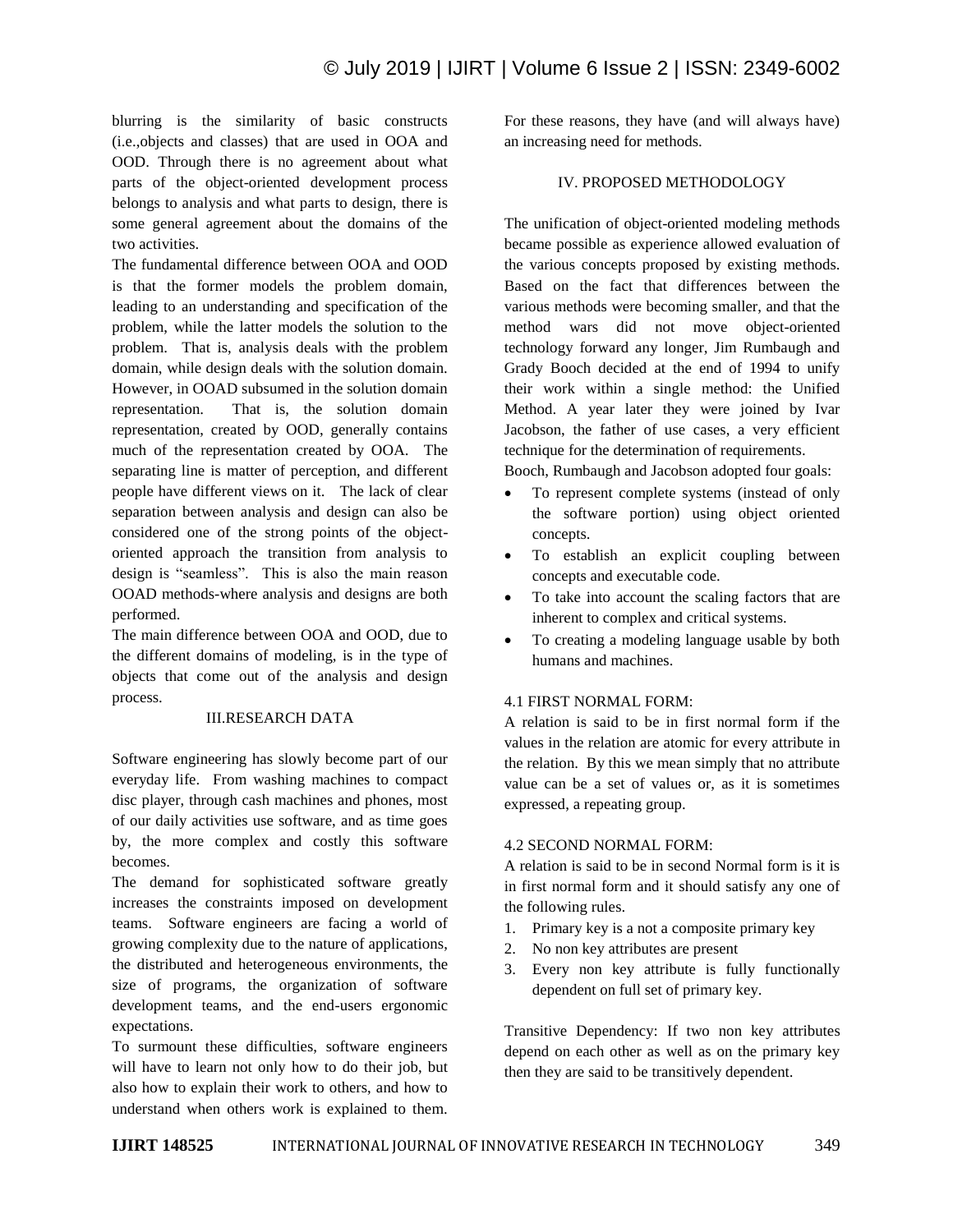blurring is the similarity of basic constructs (i.e.,objects and classes) that are used in OOA and OOD. Through there is no agreement about what parts of the object-oriented development process belongs to analysis and what parts to design, there is some general agreement about the domains of the two activities.

The fundamental difference between OOA and OOD is that the former models the problem domain, leading to an understanding and specification of the problem, while the latter models the solution to the problem. That is, analysis deals with the problem domain, while design deals with the solution domain. However, in OOAD subsumed in the solution domain representation. That is, the solution domain representation, created by OOD, generally contains much of the representation created by OOA. The separating line is matter of perception, and different people have different views on it. The lack of clear separation between analysis and design can also be considered one of the strong points of the object-oriented approach the transition from analysis to design is "seamless". This is also the main reason OOAD methods-where analysis and designs are both performed.

The main difference between OOA and OOD, due to the different domains of modeling, is in the type of objects that come out of the analysis and design process.

## III.RESEARCH DATA

Software engineering has slowly become part of our everyday life. From washing machines to compact disc player, through cash machines and phones, most of our daily activities use software, and as time goes by, the more complex and costly this software becomes.

The demand for sophisticated software greatly increases the constraints imposed on development teams. Software engineers are facing a world of growing complexity due to the nature of applications, the distributed and heterogeneous environments, the size of programs, the organization of software development teams, and the end-users ergonomic expectations.

To surmount these difficulties, software engineers will have to learn not only how to do their job, but also how to explain their work to others, and how to understand when others work is explained to them. For these reasons, they have (and will always have) an increasing need for methods.

## IV. PROPOSED METHODOLOGY

The unification of object-oriented modeling methods became possible as experience allowed evaluation of the various concepts proposed by existing methods. Based on the fact that differences between the various methods were becoming smaller, and that the method wars did not move object-oriented technology forward any longer, Jim Rumbaugh and Grady Booch decided at the end of 1994 to unify their work within a single method: the Unified Method. A year later they were joined by Ivar Jacobson, the father of use cases, a very efficient technique for the determination of requirements.

Booch, Rumbaugh and Jacobson adopted four goals:

- To represent complete systems (instead of only the software portion) using object oriented concepts.
- To establish an explicit coupling between concepts and executable code.
- To take into account the scaling factors that are inherent to complex and critical systems.
- To creating a modeling language usable by both humans and machines.

### 4.1 FIRST NORMAL FORM:

A relation is said to be in first normal form if the values in the relation are atomic for every attribute in the relation. By this we mean simply that no attribute value can be a set of values or, as it is sometimes expressed, a repeating group.

### 4.2 SECOND NORMAL FORM:

A relation is said to be in second Normal form is it is in first normal form and it should satisfy any one of the following rules.

1. Primary key is a not a composite primary key
2. No non key attributes are present
3. Every non key attribute is fully functionally dependent on full set of primary key.

Transitive Dependency: If two non key attributes depend on each other as well as on the primary key then they are said to be transitively dependent.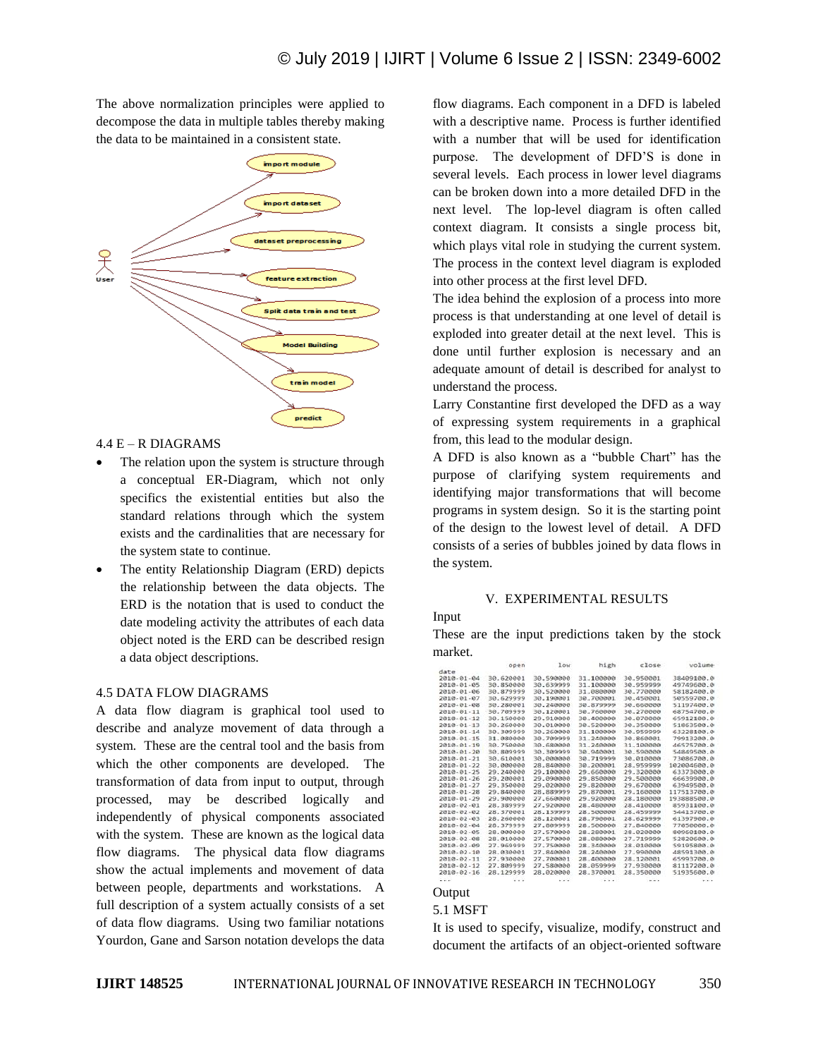The above normalization principles were applied to decompose the data in multiple tables thereby making the data to be maintained in a consistent state.

User

import module

import dataset

dataset preprocessing

feature extraction

Split data train and test

Model Building

train model

predict

4.4 E – R DIAGRAMS

- The relation upon the system is structure through a conceptual ER-Diagram, which not only specifics the existential entities but also the standard relations through which the system exists and the cardinalities that are necessary for the system state to continue.
- The entity Relationship Diagram (ERD) depicts the relationship between the data objects. The ERD is the notation that is used to conduct the date modeling activity the attributes of each data object noted is the ERD can be described resign a data object descriptions.

4.5 DATA FLOW DIAGRAMS

A data flow diagram is graphical tool used to describe and analyze movement of data through a system. These are the central tool and the basis from which the other components are developed. The transformation of data from input to output, through processed, may be described logically and independently of physical components associated with the system. These are known as the logical data flow diagrams. The physical data flow diagrams show the actual implements and movement of data between people, departments and workstations. A full description of a system actually consists of a set of data flow diagrams. Using two familiar notations Yourdon, Gane and Sarson notation develops the data flow diagrams. Each component in a DFD is labeled with a descriptive name. Process is further identified with a number that will be used for identification purpose. The development of DFD'S is done in several levels. Each process in lower level diagrams can be broken down into a more detailed DFD in the next level. The lop-level diagram is often called context diagram. It consists a single process bit, which plays vital role in studying the current system. The process in the context level diagram is exploded into other process at the first level DFD.

The idea behind the explosion of a process into more process is that understanding at one level of detail is exploded into greater detail at the next level. This is done until further explosion is necessary and an adequate amount of detail is described for analyst to understand the process.

Larry Constantine first developed the DFD as a way of expressing system requirements in a graphical from, this lead to the modular design.

A DFD is also known as a "bubble Chart" has the purpose of clarifying system requirements and identifying major transformations that will become programs in system design. So it is the starting point of the design to the lowest level of detail. A DFD consists of a series of bubbles joined by data flows in the system.

## V. EXPERIMENTAL RESULTS

Input

These are the input predictions taken by the stock market.

| date | open | low | high | close | volume |
|---|---|---|---|---|---|
| 2010-01-04 | 30.620001 | 30.590000 | 31.100000 | 30.950001 | 38409100.0 |
| 2010-01-05 | 30.850000 | 30.639999 | 31.100000 | 30.959999 | 49749600.0 |
| 2010-01-06 | 30.879999 | 30.520000 | 31.080000 | 30.770000 | 58182400.0 |
| 2010-01-07 | 30.629999 | 30.190001 | 30.700001 | 30.450001 | 50559700.0 |
| 2010-01-08 | 30.280001 | 30.240000 | 30.879999 | 30.660000 | 51197400.0 |
| 2010-01-11 | 30.709999 | 30.120001 | 30.760000 | 30.270000 | 68754700.0 |
| 2010-01-12 | 30.150000 | 29.910000 | 30.400000 | 30.070000 | 65912100.0 |
| 2010-01-13 | 30.260000 | 30.010000 | 30.520000 | 30.350000 | 51863500.0 |
| 2010-01-14 | 30.309999 | 30.260000 | 31.100000 | 30.959999 | 63228100.0 |
| 2010-01-15 | 31.080000 | 30.709999 | 31.240000 | 30.860001 | 79913200.0 |
| 2010-01-19 | 30.750000 | 30.680000 | 31.240000 | 31.100000 | 46575700.0 |
| 2010-01-20 | 30.809999 | 30.309999 | 30.940001 | 30.590000 | 54849500.0 |
| 2010-01-21 | 30.610001 | 30.000000 | 30.719999 | 30.010000 | 73086700.0 |
| 2010-01-22 | 30.000000 | 28.840000 | 30.200001 | 28.959999 | 102004600.0 |
| 2010-01-25 | 29.240000 | 29.100000 | 29.660000 | 29.320000 | 63373000.0 |
| 2010-01-26 | 29.200001 | 29.090000 | 29.850000 | 29.500000 | 66639900.0 |
| 2010-01-27 | 29.350000 | 29.020000 | 29.820000 | 29.670000 | 63949500.0 |
| 2010-01-28 | 29.840000 | 28.889999 | 29.870001 | 29.160000 | 117513700.0 |
| 2010-01-29 | 29.900000 | 27.660000 | 29.920000 | 28.180000 | 193888500.0 |
| 2010-02-01 | 28.389999 | 27.920000 | 28.480000 | 28.410000 | 85931100.0 |
| 2010-02-02 | 28.370001 | 28.139999 | 28.500000 | 28.459999 | 54413700.0 |
| 2010-02-03 | 28.260000 | 28.120001 | 28.790001 | 28.629999 | 61397900.0 |
| 2010-02-04 | 28.379999 | 27.809999 | 28.500000 | 27.840000 | 77850000.0 |
| 2010-02-05 | 28.000000 | 27.570000 | 28.280001 | 28.020000 | 80960100.0 |
| 2010-02-08 | 28.010000 | 27.570000 | 28.080000 | 27.719999 | 52820600.0 |
| 2010-02-09 | 27.969999 | 27.750000 | 28.340000 | 28.010000 | 59195800.0 |
| 2010-02-10 | 28.030001 | 27.840000 | 28.240000 | 27.990000 | 48591300.0 |
| 2010-02-11 | 27.930000 | 27.700001 | 28.400000 | 28.120001 | 65993700.0 |
| 2010-02-12 | 27.809999 | 27.580000 | 28.059999 | 27.930000 | 81117200.0 |
| 2010-02-16 | 28.129999 | 28.020000 | 28.370001 | 28.350000 | 51935600.0 |
| ... | ... | ... | ... | ... | ... |

Output

5.1 MSFT

It is used to specify, visualize, modify, construct and document the artifacts of an object-oriented software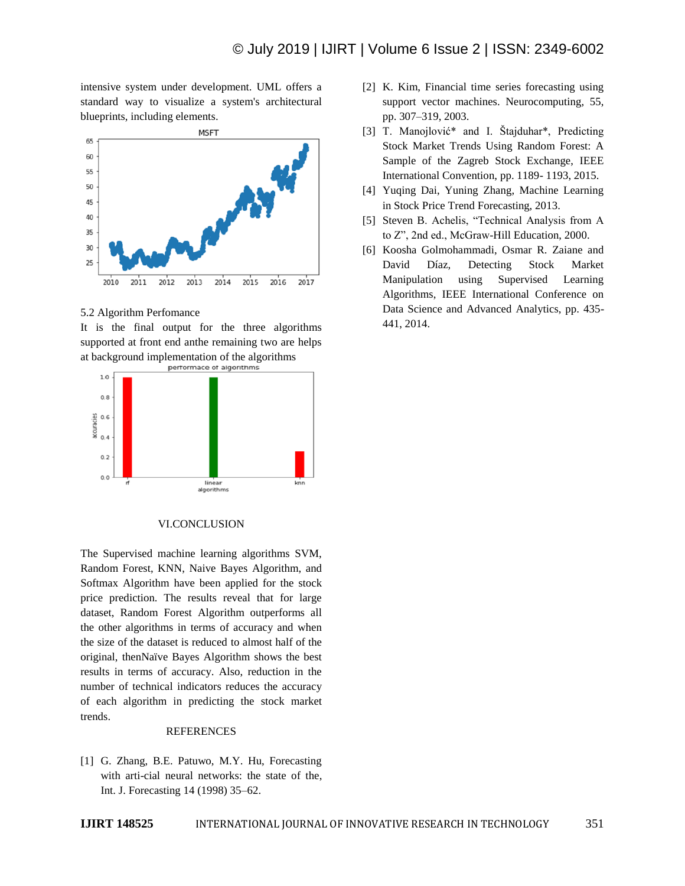intensive system under development. UML offers a standard way to visualize a system's architectural blueprints, including elements.

MSFT

65
60
55
50
45
40
35
30
25

2010 2011 2012 2013 2014 2015 2016 2017

5.2 Algorithm Perfomance

It is the final output for the three algorithms supported at front end anthe remaining two are helps at background implementation of the algorithms

performace of algorithms

accuracies

1.0
0.8
0.6
0.4
0.2
0.0

rf
linear
knn

algorithms

## VI.CONCLUSION

The Supervised machine learning algorithms SVM, Random Forest, KNN, Naive Bayes Algorithm, and Softmax Algorithm have been applied for the stock price prediction. The results reveal that for large dataset, Random Forest Algorithm outperforms all the other algorithms in terms of accuracy and when the size of the dataset is reduced to almost half of the original, thenNaïve Bayes Algorithm shows the best results in terms of accuracy. Also, reduction in the number of technical indicators reduces the accuracy of each algorithm in predicting the stock market trends.

## REFERENCES

[1] G. Zhang, B.E. Patuwo, M.Y. Hu, Forecasting with arti-cial neural networks: the state of the, Int. J. Forecasting 14 (1998) 35–62.

[2] K. Kim, Financial time series forecasting using support vector machines. Neurocomputing, 55, pp. 307–319, 2003.

[3] T. Manojlović* and I. Štajduhar*, Predicting Stock Market Trends Using Random Forest: A Sample of the Zagreb Stock Exchange, IEEE International Convention, pp. 1189- 1193, 2015.

[4] Yuqing Dai, Yuning Zhang, Machine Learning in Stock Price Trend Forecasting, 2013.

[5] Steven B. Achelis, "Technical Analysis from A to Z", 2nd ed., McGraw-Hill Education, 2000.

[6] Koosha Golmohammadi, Osmar R. Zaiane and David Díaz, Detecting Stock Market Manipulation using Supervised Learning Algorithms, IEEE International Conference on Data Science and Advanced Analytics, pp. 435-441, 2014.